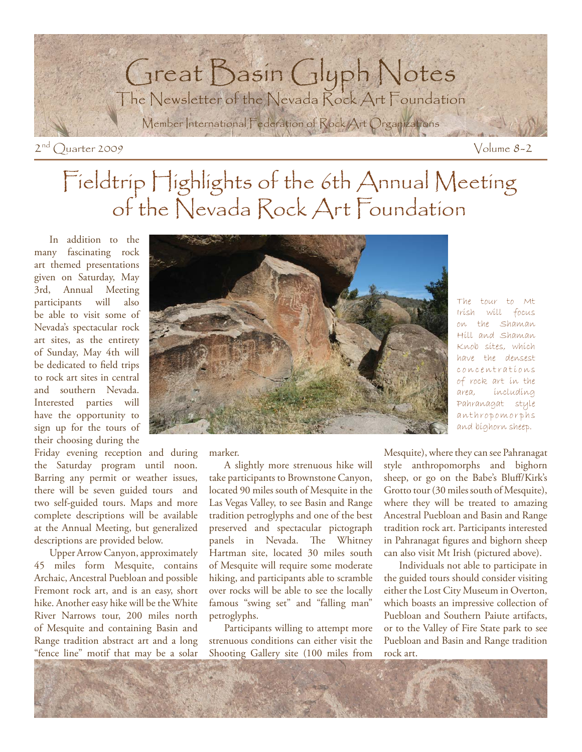# Great Basin Glyph Notes

The Newsletter of the Nevada Rock Art Foundation

Member International Federation of Rock Art Organizations

2nd Quarter 2009 — Volume 8-2

## Fieldtrip Highlights of the 6th Annual Meeting of the Nevada Rock Art Foundation

In addition to the many fascinating rock art themed presentations given on Saturday, May 3rd, Annual Meeting participants will also be able to visit some of Nevada's spectacular rock art sites, as the entirety of Sunday, May 4th will be dedicated to field trips to rock art sites in central and southern Nevada. Interested parties will have the opportunity to sign up for the tours of their choosing during the Friday evening reception and during the Saturday program until noon. Barring any permit or weather issues, there will be seven guided tours and two self-guided tours. Maps and more complete descriptions will be available at the Annual Meeting, but generalized descriptions are provided below.

Upper Arrow Canyon, approximately 45 miles form Mesquite, contains Archaic, Ancestral Puebloan and possible Fremont rock art, and is an easy, short hike. Another easy hike will be the White River Narrows tour, 200 miles north of Mesquite and containing Basin and Range tradition abstract art and a long "fence line" motif that may be a solar marker.

A slightly more strenuous hike will take participants to Brownstone Canyon, located 90 miles south of Mesquite in the Las Vegas Valley, to see Basin and Range tradition petroglyphs and one of the best preserved and spectacular pictograph panels in Nevada. The Whitney Hartman site, located 30 miles south of Mesquite will require some moderate hiking, and participants able to scramble over rocks will be able to see the locally famous "swing set" and "falling man" petroglyphs.

Participants willing to attempt more strenuous conditions can either visit the Shooting Gallery site (100 miles from Mesquite), where they can see Pahranagat style anthropomorphs and bighorn sheep, or go on the Babe's Bluff/Kirk's Grotto tour (30 miles south of Mesquite), where they will be treated to amazing Ancestral Puebloan and Basin and Range tradition rock art. Participants interested in Pahranagat figures and bighorn sheep can also visit Mt Irish (pictured above).

Individuals not able to participate in the guided tours should consider visiting either the Lost City Museum in Overton, which boasts an impressive collection of Puebloan and Southern Paiute artifacts, or to the Valley of Fire State park to see Puebloan and Basin and Range tradition rock art.

The tour to Mt Irish will focus on the Shaman Hill and Shaman Knob sites, which have the densest concentrations of rock art in the area, including Pahranagat style anthropomorphs and bighorn sheep.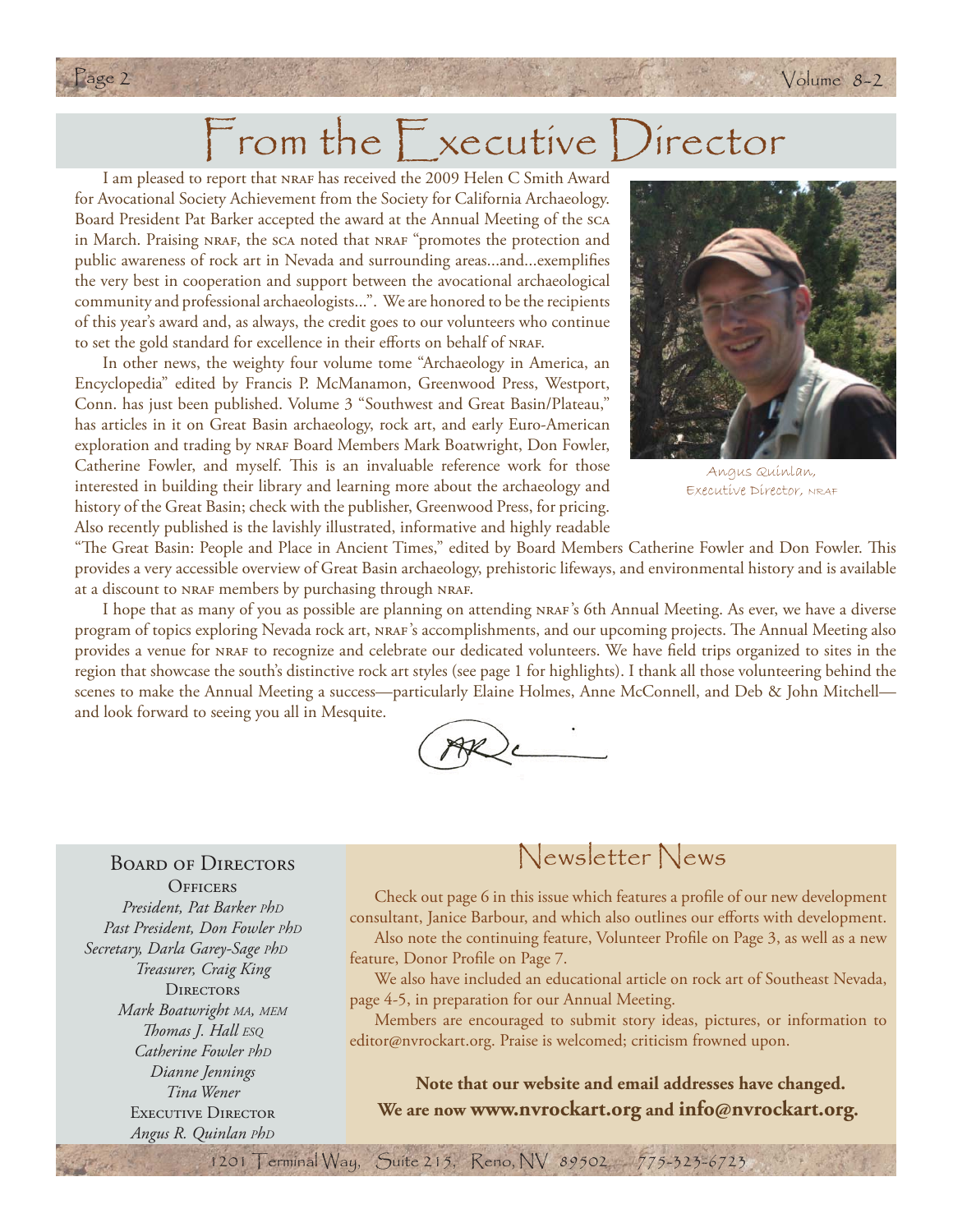# From the Executive Director

I am pleased to report that NRAF has received the 2009 Helen C Smith Award for Avocational Society Achievement from the Society for California Archaeology. Board President Pat Barker accepted the award at the Annual Meeting of the SCA in March. Praising NRAF, the SCA noted that NRAF "promotes the protection and public awareness of rock art in Nevada and surrounding areas...and...exemplifies the very best in cooperation and support between the avocational archaeological community and professional archaeologists...". We are honored to be the recipients of this year's award and, as always, the credit goes to our volunteers who continue to set the gold standard for excellence in their efforts on behalf of NRAF.

In other news, the weighty four volume tome "Archaeology in America, an Encyclopedia" edited by Francis P. McManamon, Greenwood Press, Westport, Conn. has just been published. Volume 3 "Southwest and Great Basin/Plateau," has articles in it on Great Basin archaeology, rock art, and early Euro-American exploration and trading by NRAF Board Members Mark Boatwright, Don Fowler, Catherine Fowler, and myself. This is an invaluable reference work for those interested in building their library and learning more about the archaeology and history of the Great Basin; check with the publisher, Greenwood Press, for pricing. Also recently published is the lavishly illustrated, informative and highly readable "The Great Basin: People and Place in Ancient Times," edited by Board Members Catherine Fowler and Don Fowler. This provides a very accessible overview of Great Basin archaeology, prehistoric lifeways, and environmental history and is available at a discount to NRAF members by purchasing through NRAF.

Angus Quinlan, Executive Director, NRAF

I hope that as many of you as possible are planning on attending NRAF's 6th Annual Meeting. As ever, we have a diverse program of topics exploring Nevada rock art, NRAF's accomplishments, and our upcoming projects. The Annual Meeting also provides a venue for NRAF to recognize and celebrate our dedicated volunteers. We have field trips organized to sites in the region that showcase the south's distinctive rock art styles (see page 1 for highlights). I thank all those volunteering behind the scenes to make the Annual Meeting a success—particularly Elaine Holmes, Anne McConnell, and Deb & John Mitchell—and look forward to seeing you all in Mesquite.

### Board of Directors

**Officers**

*President, Pat Barker PhD*
*Past President, Don Fowler PhD*
*Secretary, Darla Garey-Sage PhD*
*Treasurer, Craig King*

**Directors**

*Mark Boatwright MA, MEM*
*Thomas J. Hall ESQ*
*Catherine Fowler PhD*
*Dianne Jennings*
*Tina Wener*

**Executive Director**

*Angus R. Quinlan PhD*

## Newsletter News

Check out page 6 in this issue which features a profile of our new development consultant, Janice Barbour, and which also outlines our efforts with development.

Also note the continuing feature, Volunteer Profile on Page 3, as well as a new feature, Donor Profile on Page 7.

We also have included an educational article on rock art of Southeast Nevada, page 4-5, in preparation for our Annual Meeting.

Members are encouraged to submit story ideas, pictures, or information to editor@nvrockart.org. Praise is welcomed; criticism frowned upon.

**Note that our website and email addresses have changed. We are now www.nvrockart.org and info@nvrockart.org.**

1201 Terminal Way, Suite 215, Reno, NV 89502 775-323-6723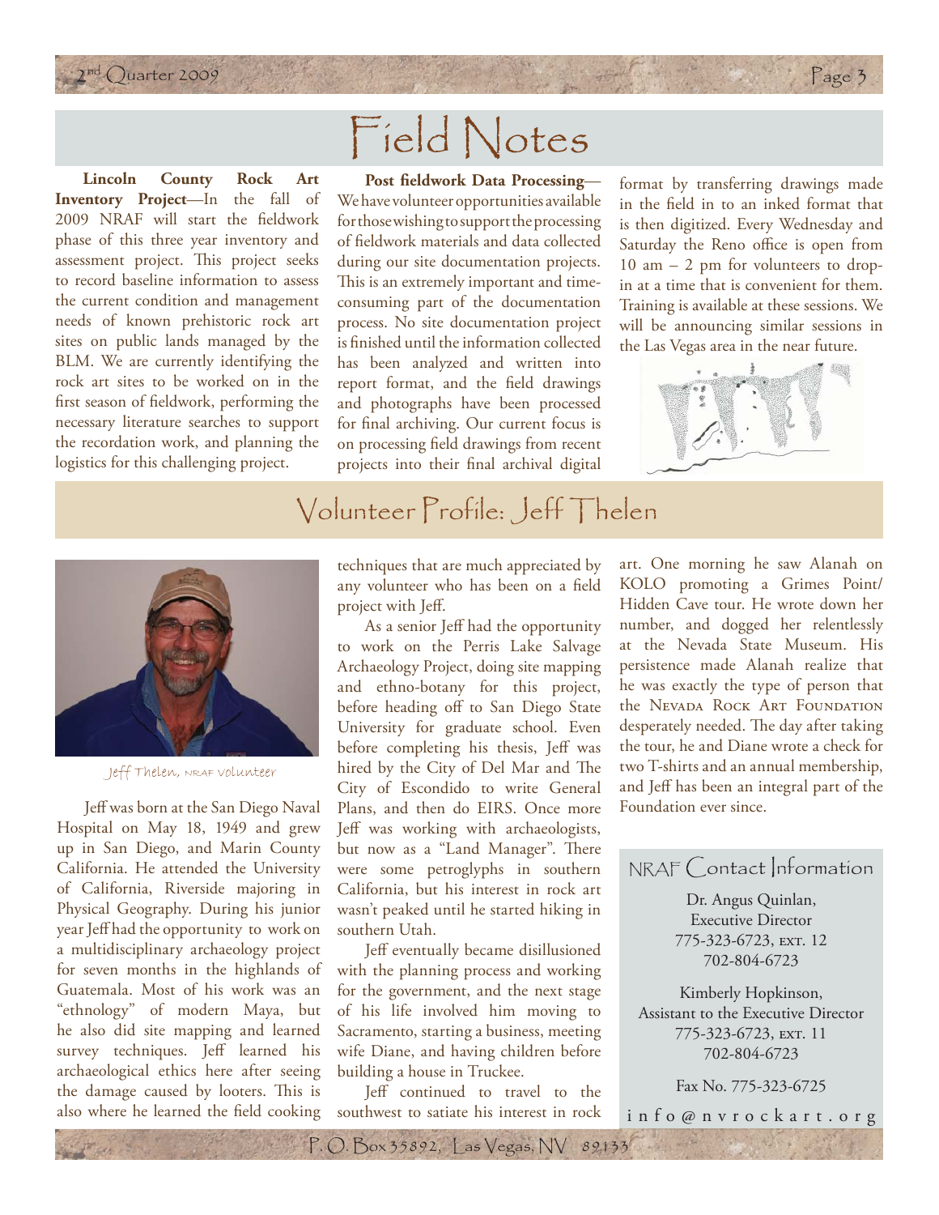# Field Notes

**Lincoln County Rock Art Inventory Project**—In the fall of 2009 NRAF will start the fieldwork phase of this three year inventory and assessment project. This project seeks to record baseline information to assess the current condition and management needs of known prehistoric rock art sites on public lands managed by the BLM. We are currently identifying the rock art sites to be worked on in the first season of fieldwork, performing the necessary literature searches to support the recordation work, and planning the logistics for this challenging project.

**Post fieldwork Data Processing**—We have volunteer opportunities available for those wishing to support the processing of fieldwork materials and data collected during our site documentation projects. This is an extremely important and time-consuming part of the documentation process. No site documentation project is finished until the information collected has been analyzed and written into report format, and the field drawings and photographs have been processed for final archiving. Our current focus is on processing field drawings from recent projects into their final archival digital format by transferring drawings made in the field in to an inked format that is then digitized. Every Wednesday and Saturday the Reno office is open from 10 am – 2 pm for volunteers to drop-in at a time that is convenient for them. Training is available at these sessions. We will be announcing similar sessions in the Las Vegas area in the near future.

## Volunteer Profile: Jeff Thelen

Jeff Thelen, NRAF Volunteer

Jeff was born at the San Diego Naval Hospital on May 18, 1949 and grew up in San Diego, and Marin County California. He attended the University of California, Riverside majoring in Physical Geography. During his junior year Jeff had the opportunity to work on a multidisciplinary archaeology project for seven months in the highlands of Guatemala. Most of his work was an "ethnology" of modern Maya, but he also did site mapping and learned survey techniques. Jeff learned his archaeological ethics here after seeing the damage caused by looters. This is also where he learned the field cooking techniques that are much appreciated by any volunteer who has been on a field project with Jeff.

As a senior Jeff had the opportunity to work on the Perris Lake Salvage Archaeology Project, doing site mapping and ethno-botany for this project, before heading off to San Diego State University for graduate school. Even before completing his thesis, Jeff was hired by the City of Del Mar and The City of Escondido to write General Plans, and then do EIRS. Once more Jeff was working with archaeologists, but now as a "Land Manager". There were some petroglyphs in southern California, but his interest in rock art wasn't peaked until he started hiking in southern Utah.

Jeff eventually became disillusioned with the planning process and working for the government, and the next stage of his life involved him moving to Sacramento, starting a business, meeting wife Diane, and having children before building a house in Truckee.

Jeff continued to travel to the southwest to satiate his interest in rock art. One morning he saw Alanah on KOLO promoting a Grimes Point/ Hidden Cave tour. He wrote down her number, and dogged her relentlessly at the Nevada State Museum. His persistence made Alanah realize that he was exactly the type of person that the Nevada Rock Art Foundation desperately needed. The day after taking the tour, he and Diane wrote a check for two T-shirts and an annual membership, and Jeff has been an integral part of the Foundation ever since.

## NRAF Contact Information

Dr. Angus Quinlan,
Executive Director
775-323-6723, ext. 12
702-804-6723

Kimberly Hopkinson,
Assistant to the Executive Director
775-323-6723, ext. 11
702-804-6723

Fax No. 775-323-6725

info@nvrockart.org

P. O. Box 35892, Las Vegas, NV 89133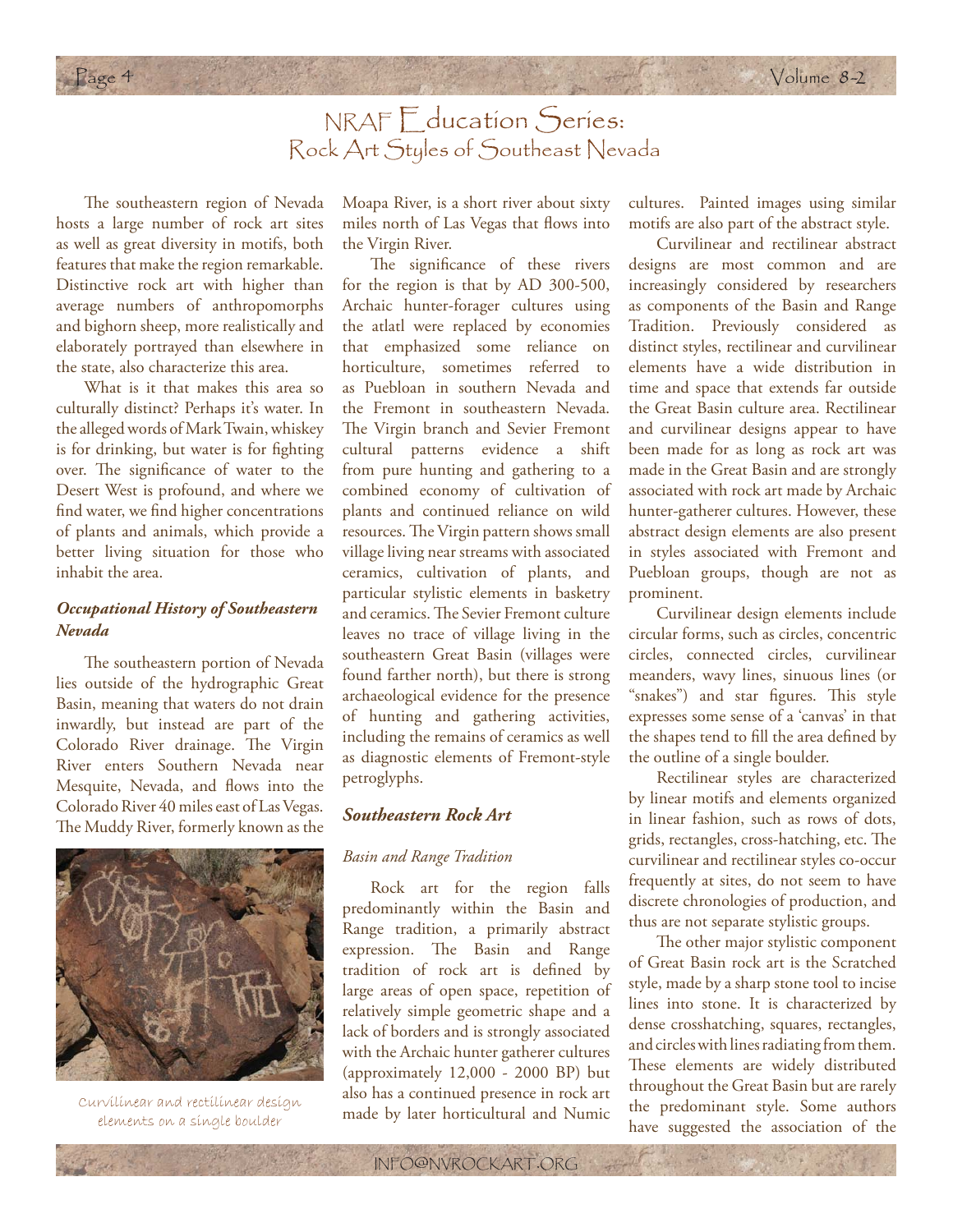# NRAF Education Series: Rock Art Styles of Southeast Nevada

The southeastern region of Nevada hosts a large number of rock art sites as well as great diversity in motifs, both features that make the region remarkable. Distinctive rock art with higher than average numbers of anthropomorphs and bighorn sheep, more realistically and elaborately portrayed than elsewhere in the state, also characterize this area.

What is it that makes this area so culturally distinct? Perhaps it's water. In the alleged words of Mark Twain, whiskey is for drinking, but water is for fighting over. The significance of water to the Desert West is profound, and where we find water, we find higher concentrations of plants and animals, which provide a better living situation for those who inhabit the area.

### *Occupational History of Southeastern Nevada*

The southeastern portion of Nevada lies outside of the hydrographic Great Basin, meaning that waters do not drain inwardly, but instead are part of the Colorado River drainage. The Virgin River enters Southern Nevada near Mesquite, Nevada, and flows into the Colorado River 40 miles east of Las Vegas. The Muddy River, formerly known as the Moapa River, is a short river about sixty miles north of Las Vegas that flows into the Virgin River.

Curvilinear and rectilinear design elements on a single boulder

The significance of these rivers for the region is that by AD 300-500, Archaic hunter-forager cultures using the atlatl were replaced by economies that emphasized some reliance on horticulture, sometimes referred to as Puebloan in southern Nevada and the Fremont in southeastern Nevada. The Virgin branch and Sevier Fremont cultural patterns evidence a shift from pure hunting and gathering to a combined economy of cultivation of plants and continued reliance on wild resources. The Virgin pattern shows small village living near streams with associated ceramics, cultivation of plants, and particular stylistic elements in basketry and ceramics. The Sevier Fremont culture leaves no trace of village living in the southeastern Great Basin (villages were found farther north), but there is strong archaeological evidence for the presence of hunting and gathering activities, including the remains of ceramics as well as diagnostic elements of Fremont-style petroglyphs.

### *Southeastern Rock Art*

#### *Basin and Range Tradition*

Rock art for the region falls predominantly within the Basin and Range tradition, a primarily abstract expression. The Basin and Range tradition of rock art is defined by large areas of open space, repetition of relatively simple geometric shape and a lack of borders and is strongly associated with the Archaic hunter gatherer cultures (approximately 12,000 - 2000 BP) but also has a continued presence in rock art made by later horticultural and Numic cultures. Painted images using similar motifs are also part of the abstract style.

Curvilinear and rectilinear abstract designs are most common and are increasingly considered by researchers as components of the Basin and Range Tradition. Previously considered as distinct styles, rectilinear and curvilinear elements have a wide distribution in time and space that extends far outside the Great Basin culture area. Rectilinear and curvilinear designs appear to have been made for as long as rock art was made in the Great Basin and are strongly associated with rock art made by Archaic hunter-gatherer cultures. However, these abstract design elements are also present in styles associated with Fremont and Puebloan groups, though are not as prominent.

Curvilinear design elements include circular forms, such as circles, concentric circles, connected circles, curvilinear meanders, wavy lines, sinuous lines (or "snakes") and star figures. This style expresses some sense of a 'canvas' in that the shapes tend to fill the area defined by the outline of a single boulder.

Rectilinear styles are characterized by linear motifs and elements organized in linear fashion, such as rows of dots, grids, rectangles, cross-hatching, etc. The curvilinear and rectilinear styles co-occur frequently at sites, do not seem to have discrete chronologies of production, and thus are not separate stylistic groups.

The other major stylistic component of Great Basin rock art is the Scratched style, made by a sharp stone tool to incise lines into stone. It is characterized by dense crosshatching, squares, rectangles, and circles with lines radiating from them. These elements are widely distributed throughout the Great Basin but are rarely the predominant style. Some authors have suggested the association of the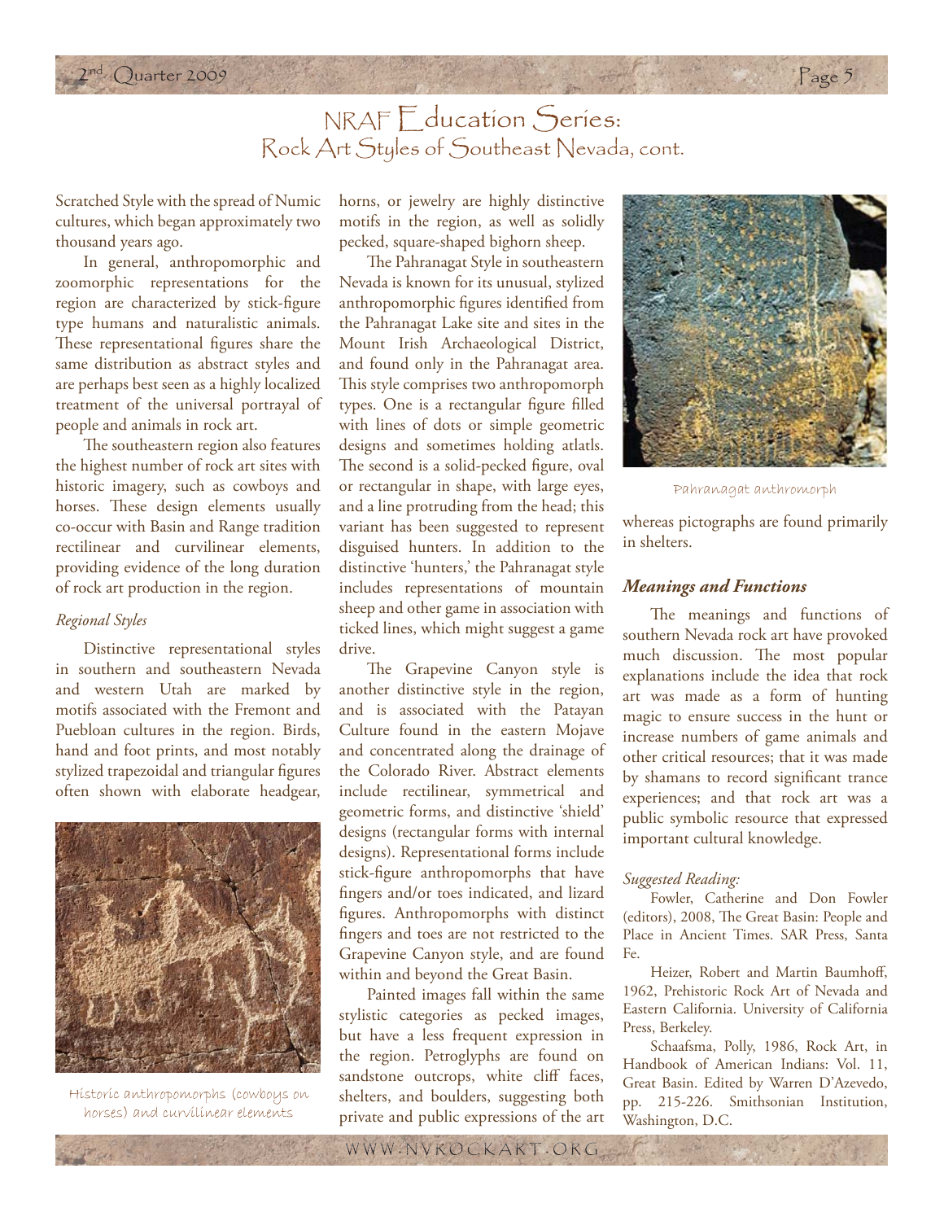# NRAF Education Series:
## Rock Art Styles of Southeast Nevada, cont.

Scratched Style with the spread of Numic cultures, which began approximately two thousand years ago.

In general, anthropomorphic and zoomorphic representations for the region are characterized by stick-figure type humans and naturalistic animals. These representational figures share the same distribution as abstract styles and are perhaps best seen as a highly localized treatment of the universal portrayal of people and animals in rock art.

The southeastern region also features the highest number of rock art sites with historic imagery, such as cowboys and horses. These design elements usually co-occur with Basin and Range tradition rectilinear and curvilinear elements, providing evidence of the long duration of rock art production in the region.

*Regional Styles*

Distinctive representational styles in southern and southeastern Nevada and western Utah are marked by motifs associated with the Fremont and Puebloan cultures in the region. Birds, hand and foot prints, and most notably stylized trapezoidal and triangular figures often shown with elaborate headgear, horns, or jewelry are highly distinctive motifs in the region, as well as solidly pecked, square-shaped bighorn sheep.

Historic anthropomorphs (cowboys on horses) and curvilinear elements

The Pahranagat Style in southeastern Nevada is known for its unusual, stylized anthropomorphic figures identified from the Pahranagat Lake site and sites in the Mount Irish Archaeological District, and found only in the Pahranagat area. This style comprises two anthropomorph types. One is a rectangular figure filled with lines of dots or simple geometric designs and sometimes holding atlatls. The second is a solid-pecked figure, oval or rectangular in shape, with large eyes, and a line protruding from the head; this variant has been suggested to represent disguised hunters. In addition to the distinctive 'hunters,' the Pahranagat style includes representations of mountain sheep and other game in association with ticked lines, which might suggest a game drive.

The Grapevine Canyon style is another distinctive style in the region, and is associated with the Patayan Culture found in the eastern Mojave and concentrated along the drainage of the Colorado River. Abstract elements include rectilinear, symmetrical and geometric forms, and distinctive 'shield' designs (rectangular forms with internal designs). Representational forms include stick-figure anthropomorphs that have fingers and/or toes indicated, and lizard figures. Anthropomorphs with distinct fingers and toes are not restricted to the Grapevine Canyon style, and are found within and beyond the Great Basin.

Painted images fall within the same stylistic categories as pecked images, but have a less frequent expression in the region. Petroglyphs are found on sandstone outcrops, white cliff faces, shelters, and boulders, suggesting both private and public expressions of the art whereas pictographs are found primarily in shelters.

Pahranagat anthromorph

### *Meanings and Functions*

The meanings and functions of southern Nevada rock art have provoked much discussion. The most popular explanations include the idea that rock art was made as a form of hunting magic to ensure success in the hunt or increase numbers of game animals and other critical resources; that it was made by shamans to record significant trance experiences; and that rock art was a public symbolic resource that expressed important cultural knowledge.

*Suggested Reading:*

Fowler, Catherine and Don Fowler (editors), 2008, The Great Basin: People and Place in Ancient Times. SAR Press, Santa Fe.

Heizer, Robert and Martin Baumhoff, 1962, Prehistoric Rock Art of Nevada and Eastern California. University of California Press, Berkeley.

Schaafsma, Polly, 1986, Rock Art, in Handbook of American Indians: Vol. 11, Great Basin. Edited by Warren D'Azevedo, pp. 215-226. Smithsonian Institution, Washington, D.C.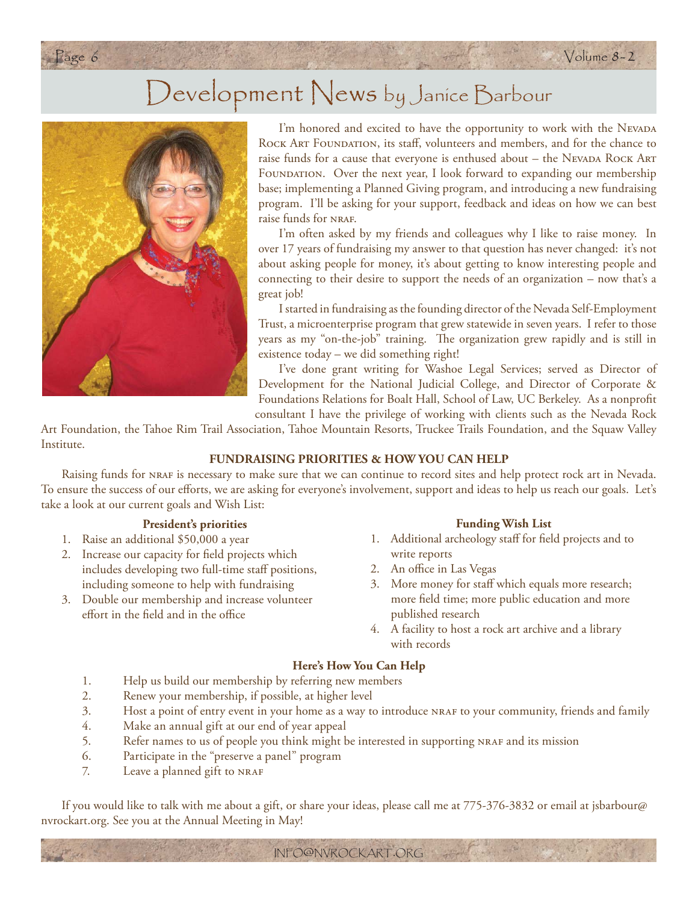# Development News by Janice Barbour

I'm honored and excited to have the opportunity to work with the Nevada Rock Art Foundation, its staff, volunteers and members, and for the chance to raise funds for a cause that everyone is enthused about – the Nevada Rock Art Foundation. Over the next year, I look forward to expanding our membership base; implementing a Planned Giving program, and introducing a new fundraising program. I'll be asking for your support, feedback and ideas on how we can best raise funds for NRAF.

I'm often asked by my friends and colleagues why I like to raise money. In over 17 years of fundraising my answer to that question has never changed: it's not about asking people for money, it's about getting to know interesting people and connecting to their desire to support the needs of an organization – now that's a great job!

I started in fundraising as the founding director of the Nevada Self-Employment Trust, a microenterprise program that grew statewide in seven years. I refer to those years as my "on-the-job" training. The organization grew rapidly and is still in existence today – we did something right!

I've done grant writing for Washoe Legal Services; served as Director of Development for the National Judicial College, and Director of Corporate & Foundations Relations for Boalt Hall, School of Law, UC Berkeley. As a nonprofit consultant I have the privilege of working with clients such as the Nevada Rock Art Foundation, the Tahoe Rim Trail Association, Tahoe Mountain Resorts, Truckee Trails Foundation, and the Squaw Valley Institute.

**FUNDRAISING PRIORITIES & HOW YOU CAN HELP**

Raising funds for NRAF is necessary to make sure that we can continue to record sites and help protect rock art in Nevada. To ensure the success of our efforts, we are asking for everyone's involvement, support and ideas to help us reach our goals. Let's take a look at our current goals and Wish List:

**President's priorities**

1. Raise an additional $50,000 a year
2. Increase our capacity for field projects which includes developing two full-time staff positions, including someone to help with fundraising
3. Double our membership and increase volunteer effort in the field and in the office

**Funding Wish List**

1. Additional archeology staff for field projects and to write reports
2. An office in Las Vegas
3. More money for staff which equals more research; more field time; more public education and more published research
4. A facility to host a rock art archive and a library with records

**Here's How You Can Help**

1. Help us build our membership by referring new members
2. Renew your membership, if possible, at higher level
3. Host a point of entry event in your home as a way to introduce NRAF to your community, friends and family
4. Make an annual gift at our end of year appeal
5. Refer names to us of people you think might be interested in supporting NRAF and its mission
6. Participate in the "preserve a panel" program
7. Leave a planned gift to NRAF

If you would like to talk with me about a gift, or share your ideas, please call me at 775-376-3832 or email at jsbarbour@nvrockart.org. See you at the Annual Meeting in May!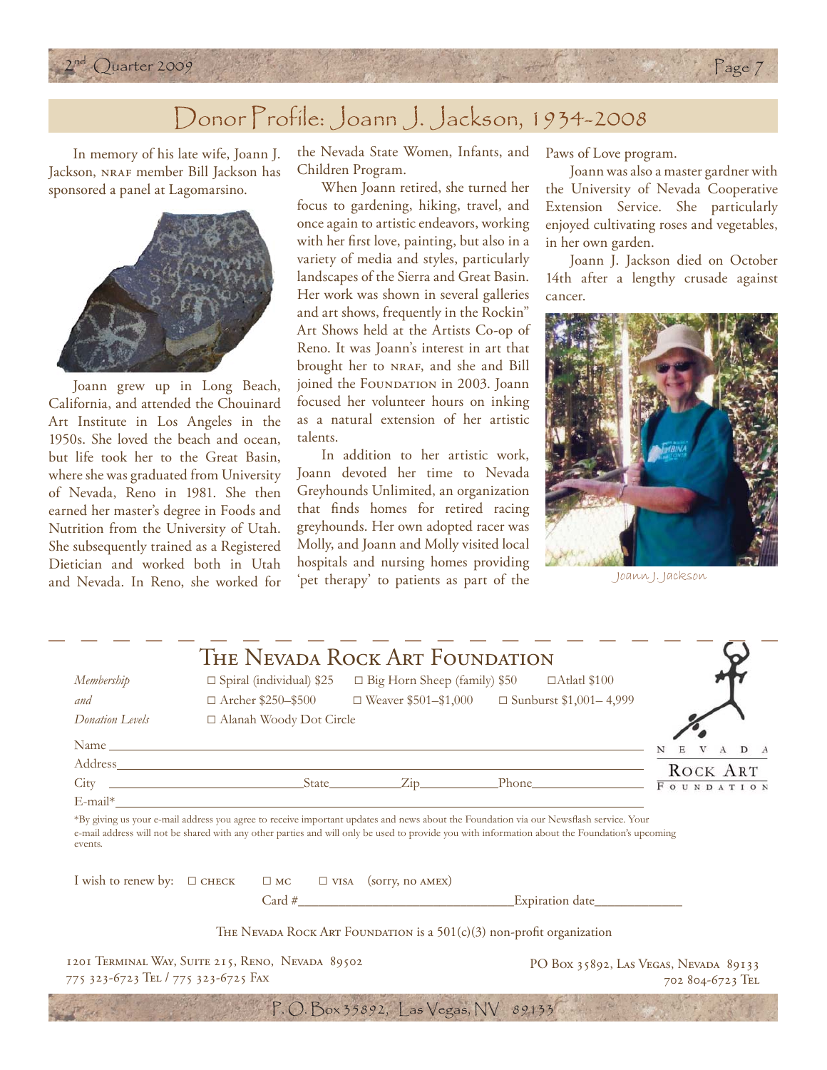# Donor Profile: Joann J. Jackson, 1934-2008

In memory of his late wife, Joann J. Jackson, NRAF member Bill Jackson has sponsored a panel at Lagomarsino.

Joann grew up in Long Beach, California, and attended the Chouinard Art Institute in Los Angeles in the 1950s. She loved the beach and ocean, but life took her to the Great Basin, where she was graduated from University of Nevada, Reno in 1981. She then earned her master's degree in Foods and Nutrition from the University of Utah. She subsequently trained as a Registered Dietician and worked both in Utah and Nevada. In Reno, she worked for the Nevada State Women, Infants, and Children Program.

When Joann retired, she turned her focus to gardening, hiking, travel, and once again to artistic endeavors, working with her first love, painting, but also in a variety of media and styles, particularly landscapes of the Sierra and Great Basin. Her work was shown in several galleries and art shows, frequently in the Rockin" Art Shows held at the Artists Co-op of Reno. It was Joann's interest in art that brought her to NRAF, and she and Bill joined the Foundation in 2003. Joann focused her volunteer hours on inking as a natural extension of her artistic talents.

In addition to her artistic work, Joann devoted her time to Nevada Greyhounds Unlimited, an organization that finds homes for retired racing greyhounds. Her own adopted racer was Molly, and Joann and Molly visited local hospitals and nursing homes providing 'pet therapy' to patients as part of the Paws of Love program.

Joann was also a master gardner with the University of Nevada Cooperative Extension Service. She particularly enjoyed cultivating roses and vegetables, in her own garden.

Joann J. Jackson died on October 14th after a lengthy crusade against cancer.

Joann J. Jackson

---

## The Nevada Rock Art Foundation

*Membership and Donation Levels*

- ☐ Spiral (individual) $25
- ☐ Big Horn Sheep (family) $50
- ☐ Atlatl $100
- ☐ Archer $250–$500
- ☐ Weaver $501–$1,000
- ☐ Sunburst $1,001– 4,999
- ☐ Alanah Woody Dot Circle

Name ____________________

Address ____________________

City ____________ State ______ Zip ______ Phone ____________

E-mail* ____________________

*By giving us your e-mail address you agree to receive important updates and news about the Foundation via our Newsflash service. Your e-mail address will not be shared with any other parties and will only be used to provide you with information about the Foundation's upcoming events.

I wish to renew by: ☐ CHECK ☐ MC ☐ VISA (sorry, no AMEX)

Card # ____________________ Expiration date ____________

The Nevada Rock Art Foundation is a 501(c)(3) non-profit organization

1201 Terminal Way, Suite 215, Reno, Nevada 89502
775 323-6723 Tel / 775 323-6725 Fax

PO Box 35892, Las Vegas, Nevada 89133
702 804-6723 Tel

P. O. Box 35892, Las Vegas, NV 89133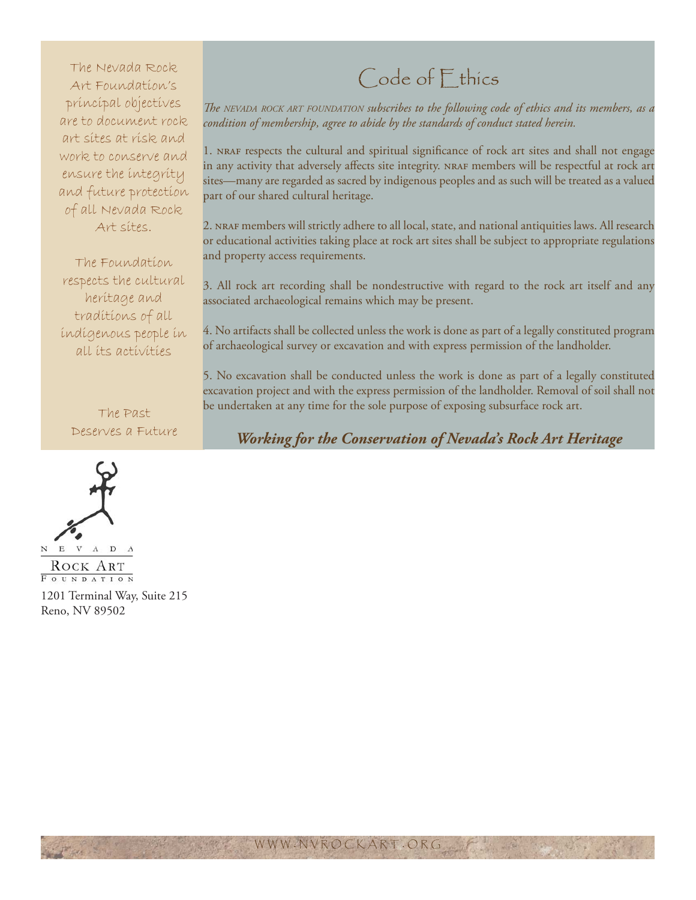The Nevada Rock Art Foundation's principal objectives are to document rock art sites at risk and work to conserve and ensure the integrity and future protection of all Nevada Rock Art sites.

The Foundation respects the cultural heritage and traditions of all indigenous people in all its activities

The Past Deserves a Future

# Code of Ethics

*The NEVADA ROCK ART FOUNDATION subscribes to the following code of ethics and its members, as a condition of membership, agree to abide by the standards of conduct stated herein.*

1. NRAF respects the cultural and spiritual significance of rock art sites and shall not engage in any activity that adversely affects site integrity. NRAF members will be respectful at rock art sites—many are regarded as sacred by indigenous peoples and as such will be treated as a valued part of our shared cultural heritage.

2. NRAF members will strictly adhere to all local, state, and national antiquities laws. All research or educational activities taking place at rock art sites shall be subject to appropriate regulations and property access requirements.

3. All rock art recording shall be nondestructive with regard to the rock art itself and any associated archaeological remains which may be present.

4. No artifacts shall be collected unless the work is done as part of a legally constituted program of archaeological survey or excavation and with express permission of the landholder.

5. No excavation shall be conducted unless the work is done as part of a legally constituted excavation project and with the express permission of the landholder. Removal of soil shall not be undertaken at any time for the sole purpose of exposing subsurface rock art.

***Working for the Conservation of Nevada's Rock Art Heritage***

NEVADA ROCK ART FOUNDATION

1201 Terminal Way, Suite 215
Reno, NV 89502

WWW.NVROCKART.ORG